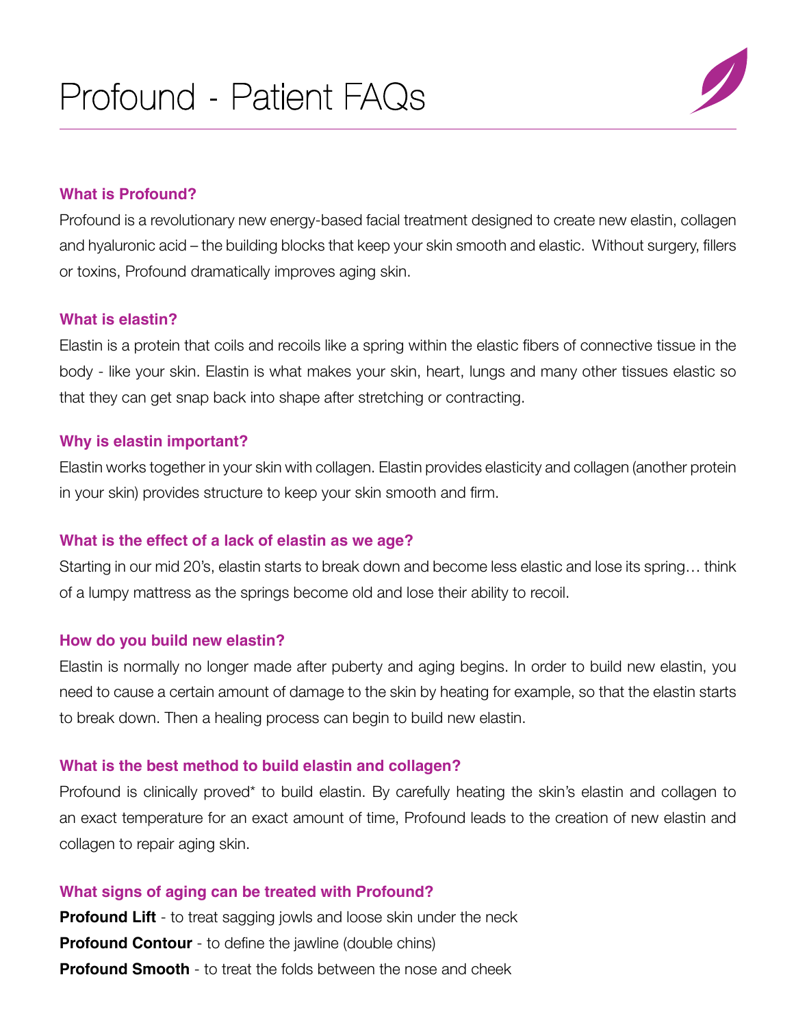# Profound - Patient FAQs

### What is Profound?

Profound is a revolutionary new energy-based facial treatment designed to create new elastin, collagen and hyaluronic acid – the building blocks that keep your skin smooth and elastic. Without surgery, fillers or toxins, Profound dramatically improves aging skin.

### What is elastin?

Elastin is a protein that coils and recoils like a spring within the elastic fibers of connective tissue in the body - like your skin. Elastin is what makes your skin, heart, lungs and many other tissues elastic so that they can get snap back into shape after stretching or contracting.

### Why is elastin important?

Elastin works together in your skin with collagen. Elastin provides elasticity and collagen (another protein in your skin) provides structure to keep your skin smooth and firm.

### What is the effect of a lack of elastin as we age?

Starting in our mid 20's, elastin starts to break down and become less elastic and lose its spring… think of a lumpy mattress as the springs become old and lose their ability to recoil.

### How do you build new elastin?

Elastin is normally no longer made after puberty and aging begins. In order to build new elastin, you need to cause a certain amount of damage to the skin by heating for example, so that the elastin starts to break down. Then a healing process can begin to build new elastin.

### What is the best method to build elastin and collagen?

Profound is clinically proved* to build elastin. By carefully heating the skin's elastin and collagen to an exact temperature for an exact amount of time, Profound leads to the creation of new elastin and collagen to repair aging skin.

### What signs of aging can be treated with Profound?

**Profound Lift** - to treat sagging jowls and loose skin under the neck
**Profound Contour** - to define the jawline (double chins)
**Profound Smooth** - to treat the folds between the nose and cheek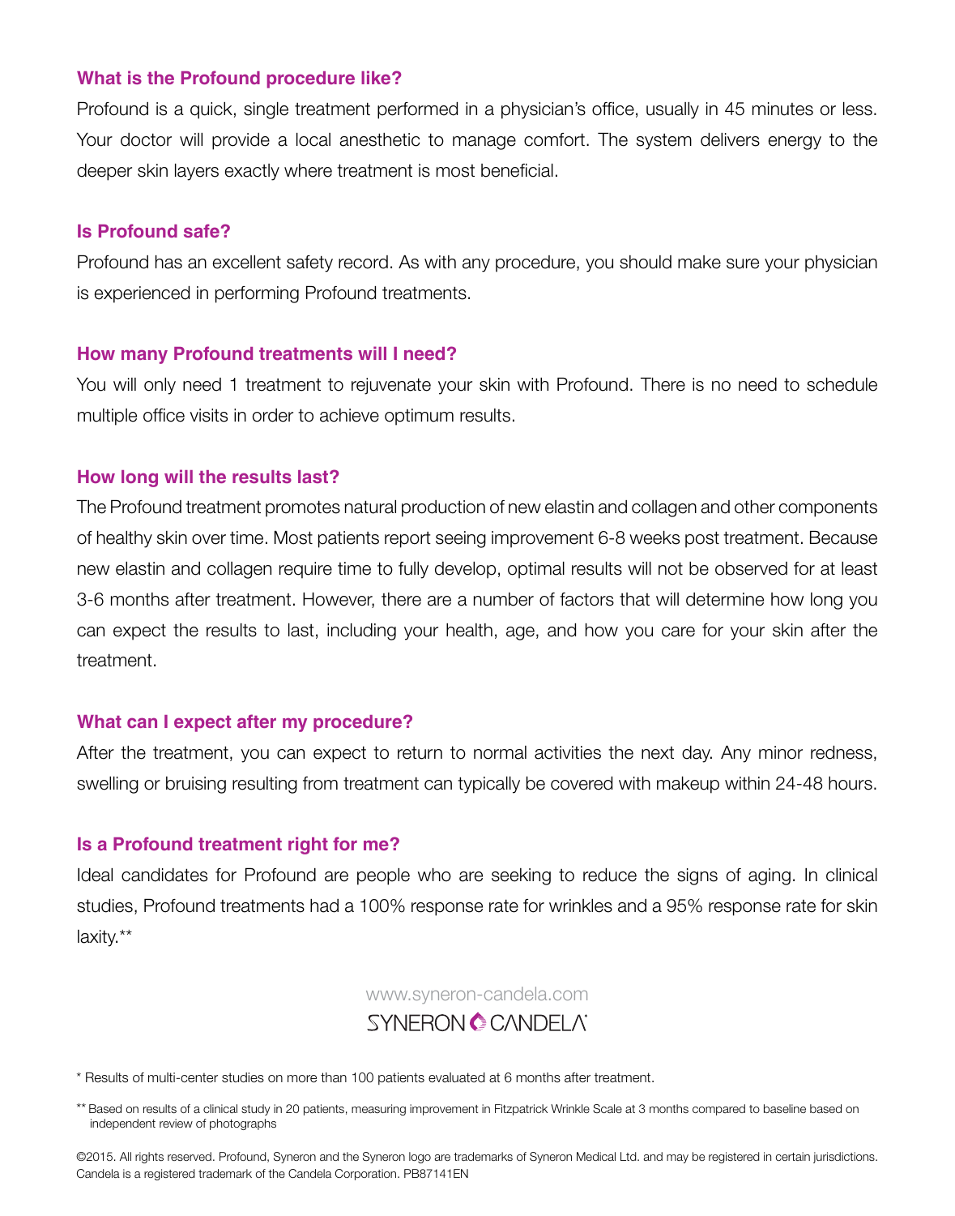### What is the Profound procedure like?

Profound is a quick, single treatment performed in a physician's office, usually in 45 minutes or less. Your doctor will provide a local anesthetic to manage comfort. The system delivers energy to the deeper skin layers exactly where treatment is most beneficial.

### Is Profound safe?

Profound has an excellent safety record. As with any procedure, you should make sure your physician is experienced in performing Profound treatments.

### How many Profound treatments will I need?

You will only need 1 treatment to rejuvenate your skin with Profound. There is no need to schedule multiple office visits in order to achieve optimum results.

### How long will the results last?

The Profound treatment promotes natural production of new elastin and collagen and other components of healthy skin over time. Most patients report seeing improvement 6-8 weeks post treatment. Because new elastin and collagen require time to fully develop, optimal results will not be observed for at least 3-6 months after treatment. However, there are a number of factors that will determine how long you can expect the results to last, including your health, age, and how you care for your skin after the treatment.

### What can I expect after my procedure?

After the treatment, you can expect to return to normal activities the next day. Any minor redness, swelling or bruising resulting from treatment can typically be covered with makeup within 24-48 hours.

### Is a Profound treatment right for me?

Ideal candidates for Profound are people who are seeking to reduce the signs of aging. In clinical studies, Profound treatments had a 100% response rate for wrinkles and a 95% response rate for skin laxity.**

www.syneron-candela.com

SYNERON CANDELA

* Results of multi-center studies on more than 100 patients evaluated at 6 months after treatment.

** Based on results of a clinical study in 20 patients, measuring improvement in Fitzpatrick Wrinkle Scale at 3 months compared to baseline based on independent review of photographs

©2015. All rights reserved. Profound, Syneron and the Syneron logo are trademarks of Syneron Medical Ltd. and may be registered in certain jurisdictions. Candela is a registered trademark of the Candela Corporation. PB87141EN